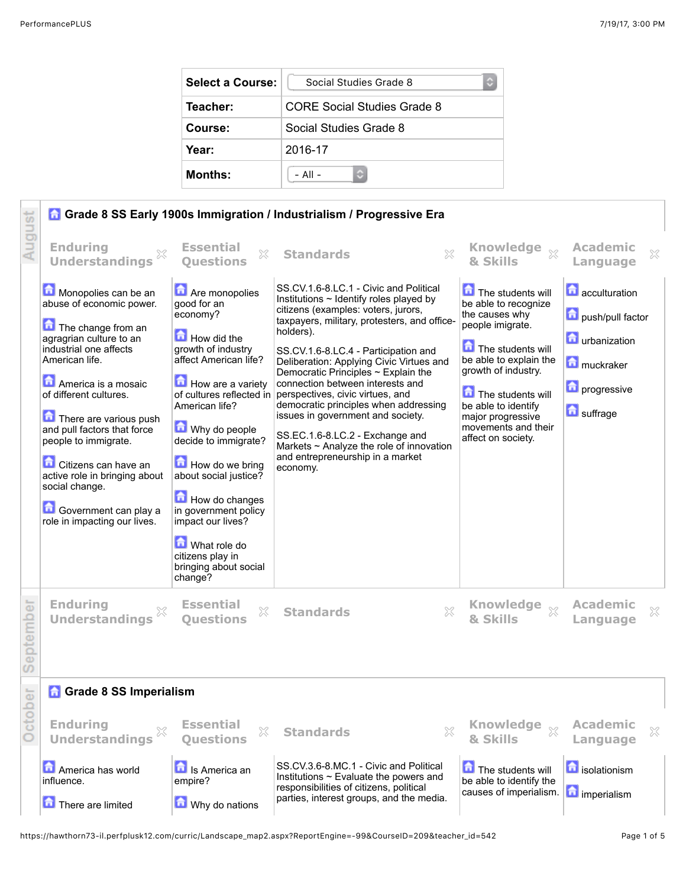| Select a Course: | Social Studies Grade 8 |
|---|---|
| Teacher: | CORE Social Studies Grade 8 |
| Course: | Social Studies Grade 8 |
| Year: | 2016-17 |
| Months: | - All - |

## August

### Grade 8 SS Early 1900s Immigration / Industrialism / Progressive Era

| Enduring Understandings | Essential Questions | Standards | Knowledge & Skills | Academic Language |
|---|---|---|---|---|
| Monopolies can be an abuse of economic power.<br><br>The change from an agragrian culture to an industrial one affects American life.<br><br>America is a mosaic of different cultures.<br><br>There are various push and pull factors that force people to immigrate.<br><br>Citizens can have an active role in bringing about social change.<br><br>Government can play a role in impacting our lives. | Are monopolies good for an economy?<br><br>How did the growth of industry affect American life?<br><br>How are a variety of cultures reflected in American life?<br><br>Why do people decide to immigrate?<br><br>How do we bring about social justice?<br><br>How do changes in government policy impact our lives?<br><br>What role do citizens play in bringing about social change? | SS.CV.1.6-8.LC.1 - Civic and Political Institutions ~ Identify roles played by citizens (examples: voters, jurors, taxpayers, military, protesters, and office-holders).<br><br>SS.CV.1.6-8.LC.4 - Participation and Deliberation: Applying Civic Virtues and Democratic Principles ~ Explain the connection between interests and perspectives, civic virtues, and democratic principles when addressing issues in government and society.<br><br>SS.EC.1.6-8.LC.2 - Exchange and Markets ~ Analyze the role of innovation and entrepreneurship in a market economy. | The students will be able to recognize the causes why people imigrate.<br><br>The students will be able to explain the growth of industry.<br><br>The students will be able to identify major progressive movements and their affect on society. | acculturation<br><br>push/pull factor<br><br>urbanization<br><br>muckraker<br><br>progressive<br><br>suffrage |

## September

| Enduring Understandings | Essential Questions | Standards | Knowledge & Skills | Academic Language |
|---|---|---|---|---|

## October

### Grade 8 SS Imperialism

| Enduring Understandings | Essential Questions | Standards | Knowledge & Skills | Academic Language |
|---|---|---|---|---|
| America has world influence.<br><br>There are limited | Is America an empire?<br><br>Why do nations | SS.CV.3.6-8.MC.1 - Civic and Political Institutions ~ Evaluate the powers and responsibilities of citizens, political parties, interest groups, and the media. | The students will be able to identify the causes of imperialism. | isolationism<br><br>imperialism |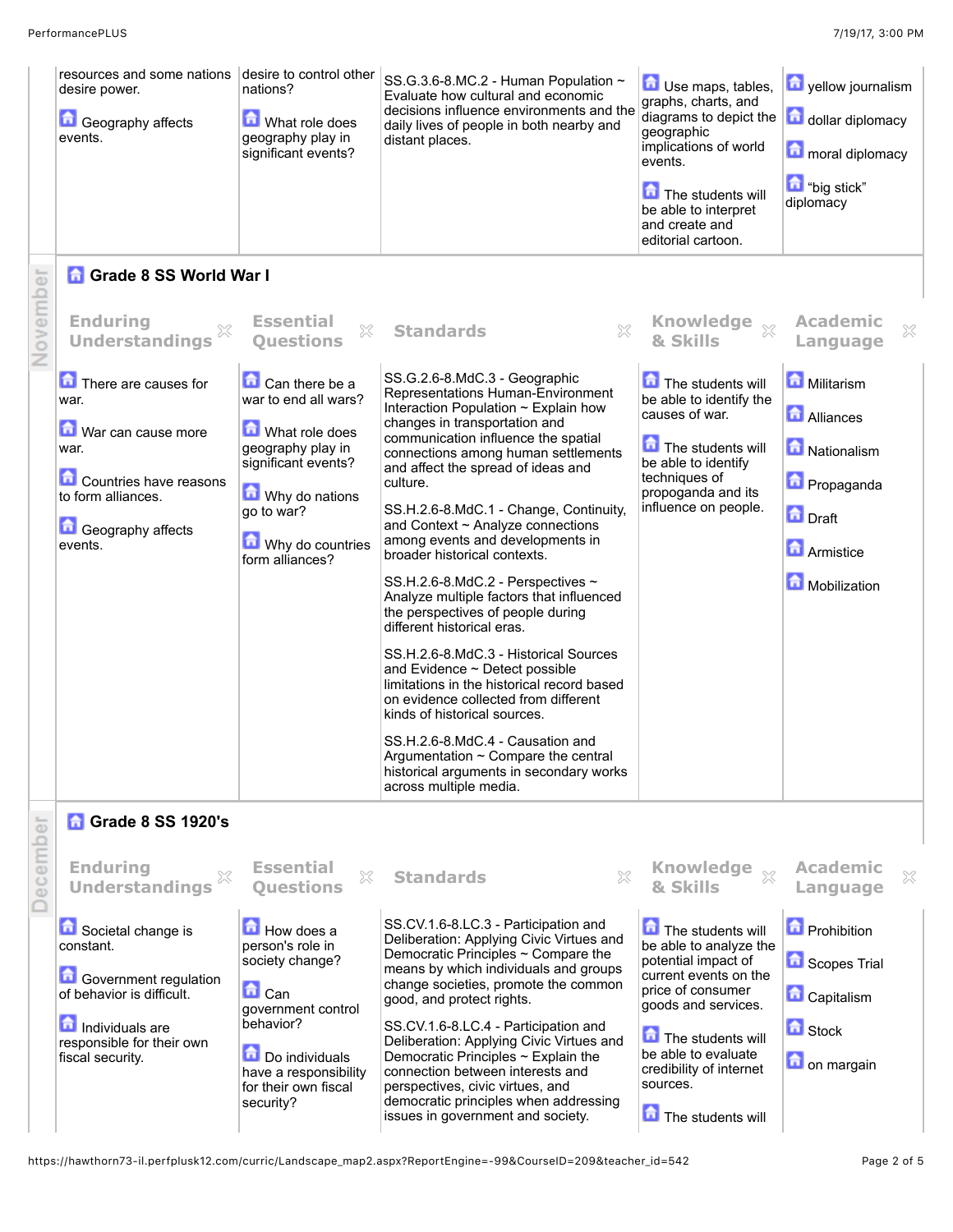| Enduring Understandings | Essential Questions | Standards | Knowledge & Skills | Academic Language |
|---|---|---|---|---|
| resources and some nations desire power.<br><br>Geography affects events. | desire to control other nations?<br><br>What role does geography play in significant events? | SS.G.3.6-8.MC.2 - Human Population ~ Evaluate how cultural and economic decisions influence environments and the daily lives of people in both nearby and distant places. | Use maps, tables, graphs, charts, and diagrams to depict the geographic implications of world events.<br><br>The students will be able to interpret and create and editorial cartoon. | yellow journalism<br><br>dollar diplomacy<br><br>moral diplomacy<br><br>"big stick" diplomacy |

## November

### Grade 8 SS World War I

| Enduring Understandings | Essential Questions | Standards | Knowledge & Skills | Academic Language |
|---|---|---|---|---|
| There are causes for war.<br><br>War can cause more war.<br><br>Countries have reasons to form alliances.<br><br>Geography affects events. | Can there be a war to end all wars?<br><br>What role does geography play in significant events?<br><br>Why do nations go to war?<br><br>Why do countries form alliances? | SS.G.2.6-8.MdC.3 - Geographic Representations Human-Environment Interaction Population ~ Explain how changes in transportation and communication influence the spatial connections among human settlements and affect the spread of ideas and culture.<br><br>SS.H.2.6-8.MdC.1 - Change, Continuity, and Context ~ Analyze connections among events and developments in broader historical contexts.<br><br>SS.H.2.6-8.MdC.2 - Perspectives ~ Analyze multiple factors that influenced the perspectives of people during different historical eras.<br><br>SS.H.2.6-8.MdC.3 - Historical Sources and Evidence ~ Detect possible limitations in the historical record based on evidence collected from different kinds of historical sources.<br><br>SS.H.2.6-8.MdC.4 - Causation and Argumentation ~ Compare the central historical arguments in secondary works across multiple media. | The students will be able to identify the causes of war.<br><br>The students will be able to identify techniques of propoganda and its influence on people. | Militarism<br><br>Alliances<br><br>Nationalism<br><br>Propaganda<br><br>Draft<br><br>Armistice<br><br>Mobilization |

## December

### Grade 8 SS 1920's

| Enduring Understandings | Essential Questions | Standards | Knowledge & Skills | Academic Language |
|---|---|---|---|---|
| Societal change is constant.<br><br>Government regulation of behavior is difficult.<br><br>Individuals are responsible for their own fiscal security. | How does a person's role in society change?<br><br>Can government control behavior?<br><br>Do individuals have a responsibility for their own fiscal security? | SS.CV.1.6-8.LC.3 - Participation and Deliberation: Applying Civic Virtues and Democratic Principles ~ Compare the means by which individuals and groups change societies, promote the common good, and protect rights.<br><br>SS.CV.1.6-8.LC.4 - Participation and Deliberation: Applying Civic Virtues and Democratic Principles ~ Explain the connection between interests and perspectives, civic virtues, and democratic principles when addressing issues in government and society. | The students will be able to analyze the potential impact of current events on the price of consumer goods and services.<br><br>The students will be able to evaluate credibility of internet sources.<br><br>The students will | Prohibition<br><br>Scopes Trial<br><br>Capitalism<br><br>Stock<br><br>on margain |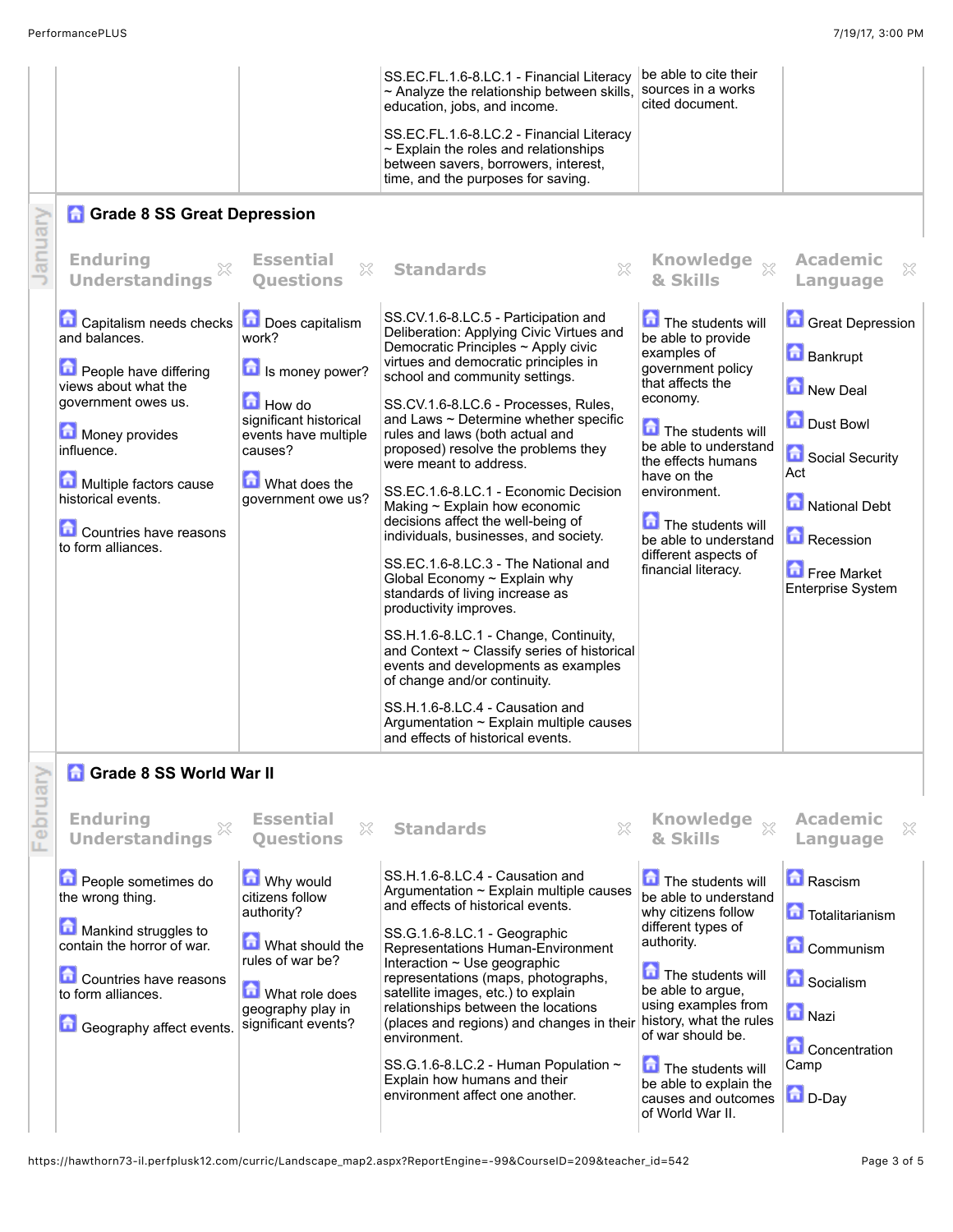| | | Standards | Knowledge & Skills | Academic Language |
|---|---|---|---|---|
| | | SS.EC.FL.1.6-8.LC.1 - Financial Literacy ~ Analyze the relationship between skills, education, jobs, and income.<br><br>SS.EC.FL.1.6-8.LC.2 - Financial Literacy ~ Explain the roles and relationships between savers, borrowers, interest, time, and the purposes for saving. | be able to cite their sources in a works cited document. | |

## January

### Grade 8 SS Great Depression

| Enduring Understandings | Essential Questions | Standards | Knowledge & Skills | Academic Language |
|---|---|---|---|---|
| Capitalism needs checks and balances.<br><br>People have differing views about what the government owes us.<br><br>Money provides influence.<br><br>Multiple factors cause historical events.<br><br>Countries have reasons to form alliances. | Does capitalism work?<br><br>Is money power?<br><br>How do significant historical events have multiple causes?<br><br>What does the government owe us? | SS.CV.1.6-8.LC.5 - Participation and Deliberation: Applying Civic Virtues and Democratic Principles ~ Apply civic virtues and democratic principles in school and community settings.<br><br>SS.CV.1.6-8.LC.6 - Processes, Rules, and Laws ~ Determine whether specific rules and laws (both actual and proposed) resolve the problems they were meant to address.<br><br>SS.EC.1.6-8.LC.1 - Economic Decision Making ~ Explain how economic decisions affect the well-being of individuals, businesses, and society.<br><br>SS.EC.1.6-8.LC.3 - The National and Global Economy ~ Explain why standards of living increase as productivity improves.<br><br>SS.H.1.6-8.LC.1 - Change, Continuity, and Context ~ Classify series of historical events and developments as examples of change and/or continuity.<br><br>SS.H.1.6-8.LC.4 - Causation and Argumentation ~ Explain multiple causes and effects of historical events. | The students will be able to provide examples of government policy that affects the economy.<br><br>The students will be able to understand the effects humans have on the environment.<br><br>The students will be able to understand different aspects of financial literacy. | Great Depression<br><br>Bankrupt<br><br>New Deal<br><br>Dust Bowl<br><br>Social Security Act<br><br>National Debt<br><br>Recession<br><br>Free Market Enterprise System |

## February

### Grade 8 SS World War II

| Enduring Understandings | Essential Questions | Standards | Knowledge & Skills | Academic Language |
|---|---|---|---|---|
| People sometimes do the wrong thing.<br><br>Mankind struggles to contain the horror of war.<br><br>Countries have reasons to form alliances.<br><br>Geography affect events. | Why would citizens follow authority?<br><br>What should the rules of war be?<br><br>What role does geography play in significant events? | SS.H.1.6-8.LC.4 - Causation and Argumentation ~ Explain multiple causes and effects of historical events.<br><br>SS.G.1.6-8.LC.1 - Geographic Representations Human-Environment Interaction ~ Use geographic representations (maps, photographs, satellite images, etc.) to explain relationships between the locations (places and regions) and changes in their environment.<br><br>SS.G.1.6-8.LC.2 - Human Population ~ Explain how humans and their environment affect one another. | The students will be able to understand why citizens follow different types of authority.<br><br>The students will be able to argue, using examples from history, what the rules of war should be.<br><br>The students will be able to explain the causes and outcomes of World War II. | Rascism<br><br>Totalitarianism<br><br>Communism<br><br>Socialism<br><br>Nazi<br><br>Concentration Camp<br><br>D-Day |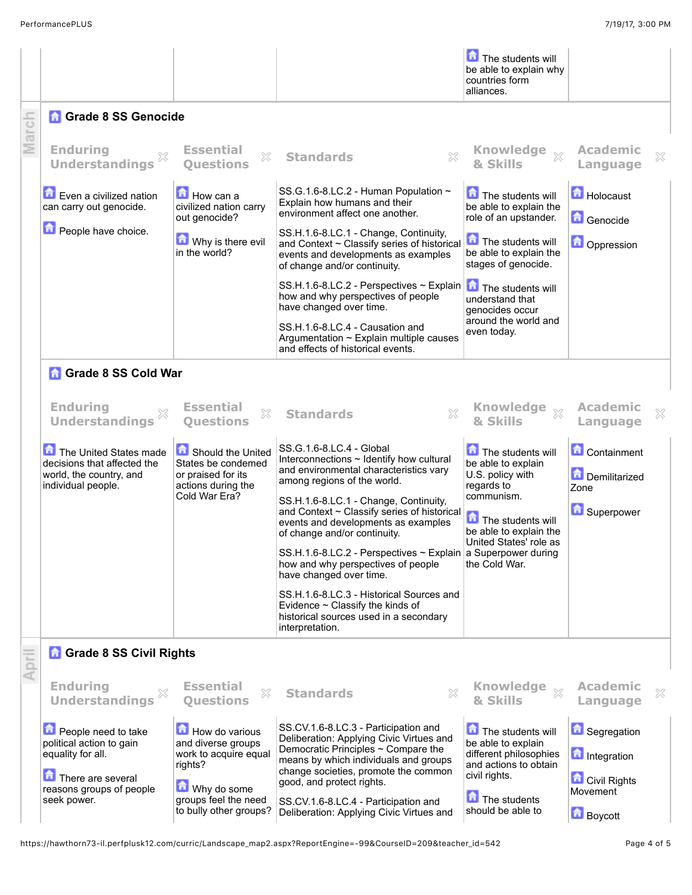| | | | Knowledge & Skills | |
|---|---|---|---|---|
| | | | The students will be able to explain why countries form alliances. | |

## March

### Grade 8 SS Genocide

| Enduring Understandings | Essential Questions | Standards | Knowledge & Skills | Academic Language |
|---|---|---|---|---|
| Even a civilized nation can carry out genocide.<br><br>People have choice. | How can a civilized nation carry out genocide?<br><br>Why is there evil in the world? | SS.G.1.6-8.LC.2 - Human Population ~ Explain how humans and their environment affect one another.<br><br>SS.H.1.6-8.LC.1 - Change, Continuity, and Context ~ Classify series of historical events and developments as examples of change and/or continuity.<br><br>SS.H.1.6-8.LC.2 - Perspectives ~ Explain how and why perspectives of people have changed over time.<br><br>SS.H.1.6-8.LC.4 - Causation and Argumentation ~ Explain multiple causes and effects of historical events. | The students will be able to explain the role of an upstander.<br><br>The students will be able to explain the stages of genocide.<br><br>The students will understand that genocides occur around the world and even today. | Holocaust<br><br>Genocide<br><br>Oppression |

### Grade 8 SS Cold War

| Enduring Understandings | Essential Questions | Standards | Knowledge & Skills | Academic Language |
|---|---|---|---|---|
| The United States made decisions that affected the world, the country, and individual people. | Should the United States be condemned or praised for its actions during the Cold War Era? | SS.G.1.6-8.LC.4 - Global Interconnections ~ Identify how cultural and environmental characteristics vary among regions of the world.<br><br>SS.H.1.6-8.LC.1 - Change, Continuity, and Context ~ Classify series of historical events and developments as examples of change and/or continuity.<br><br>SS.H.1.6-8.LC.2 - Perspectives ~ Explain how and why perspectives of people have changed over time.<br><br>SS.H.1.6-8.LC.3 - Historical Sources and Evidence ~ Classify the kinds of historical sources used in a secondary interpretation. | The students will be able to explain U.S. policy with regards to communism.<br><br>The students will be able to explain the United States' role as a Superpower during the Cold War. | Containment<br><br>Demilitarized Zone<br><br>Superpower |

## April

### Grade 8 SS Civil Rights

| Enduring Understandings | Essential Questions | Standards | Knowledge & Skills | Academic Language |
|---|---|---|---|---|
| People need to take political action to gain equality for all.<br><br>There are several reasons groups of people seek power. | How do various and diverse groups work to acquire equal rights?<br><br>Why do some groups feel the need to bully other groups? | SS.CV.1.6-8.LC.3 - Participation and Deliberation: Applying Civic Virtues and Democratic Principles ~ Compare the means by which individuals and groups change societies, promote the common good, and protect rights.<br><br>SS.CV.1.6-8.LC.4 - Participation and Deliberation: Applying Civic Virtues and | The students will be able to explain different philosophies and actions to obtain civil rights.<br><br>The students should be able to | Segregation<br><br>Integration<br><br>Civil Rights Movement<br><br>Boycott |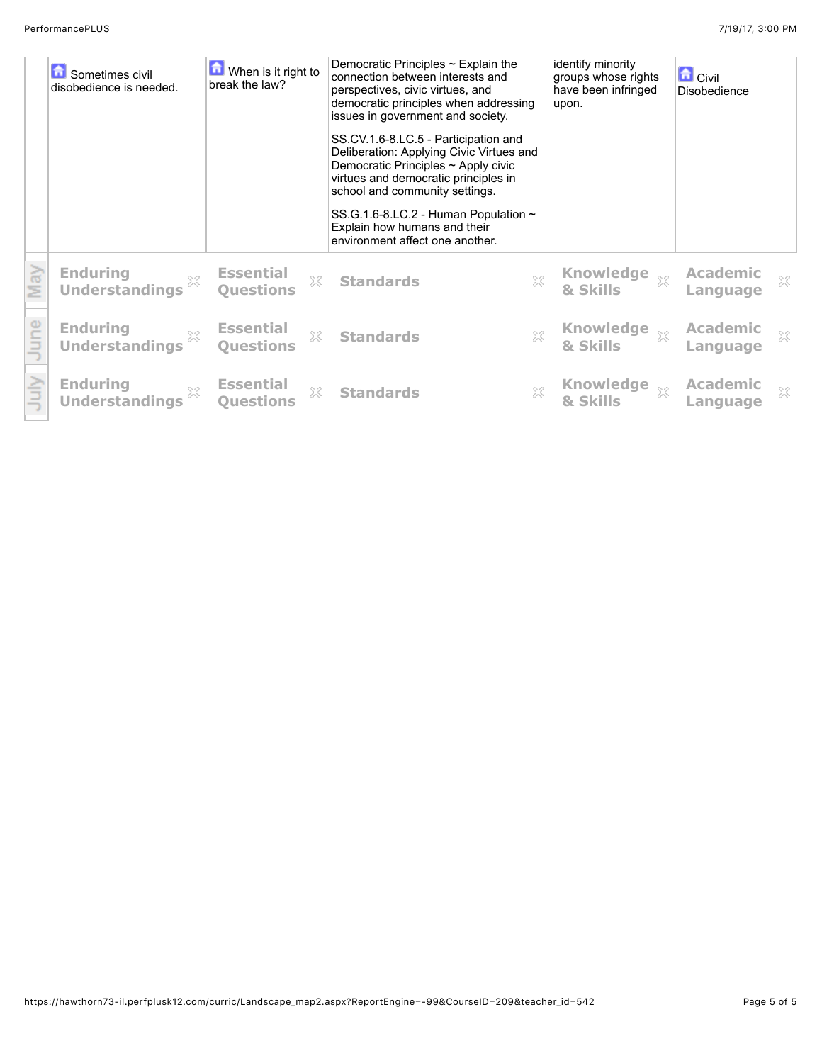| | Enduring Understandings | Essential Questions | Standards | Knowledge & Skills | Academic Language |
|---|---|---|---|---|---|
| | Sometimes civil disobedience is needed. | When is it right to break the law? | Democratic Principles ~ Explain the connection between interests and perspectives, civic virtues, and democratic principles when addressing issues in government and society.<br><br>SS.CV.1.6-8.LC.5 - Participation and Deliberation: Applying Civic Virtues and Democratic Principles ~ Apply civic virtues and democratic principles in school and community settings.<br><br>SS.G.1.6-8.LC.2 - Human Population ~ Explain how humans and their environment affect one another. | identify minority groups whose rights have been infringed upon. | Civil Disobedience |
| May | Enduring Understandings | Essential Questions | Standards | Knowledge & Skills | Academic Language |
| June | Enduring Understandings | Essential Questions | Standards | Knowledge & Skills | Academic Language |
| July | Enduring Understandings | Essential Questions | Standards | Knowledge & Skills | Academic Language |